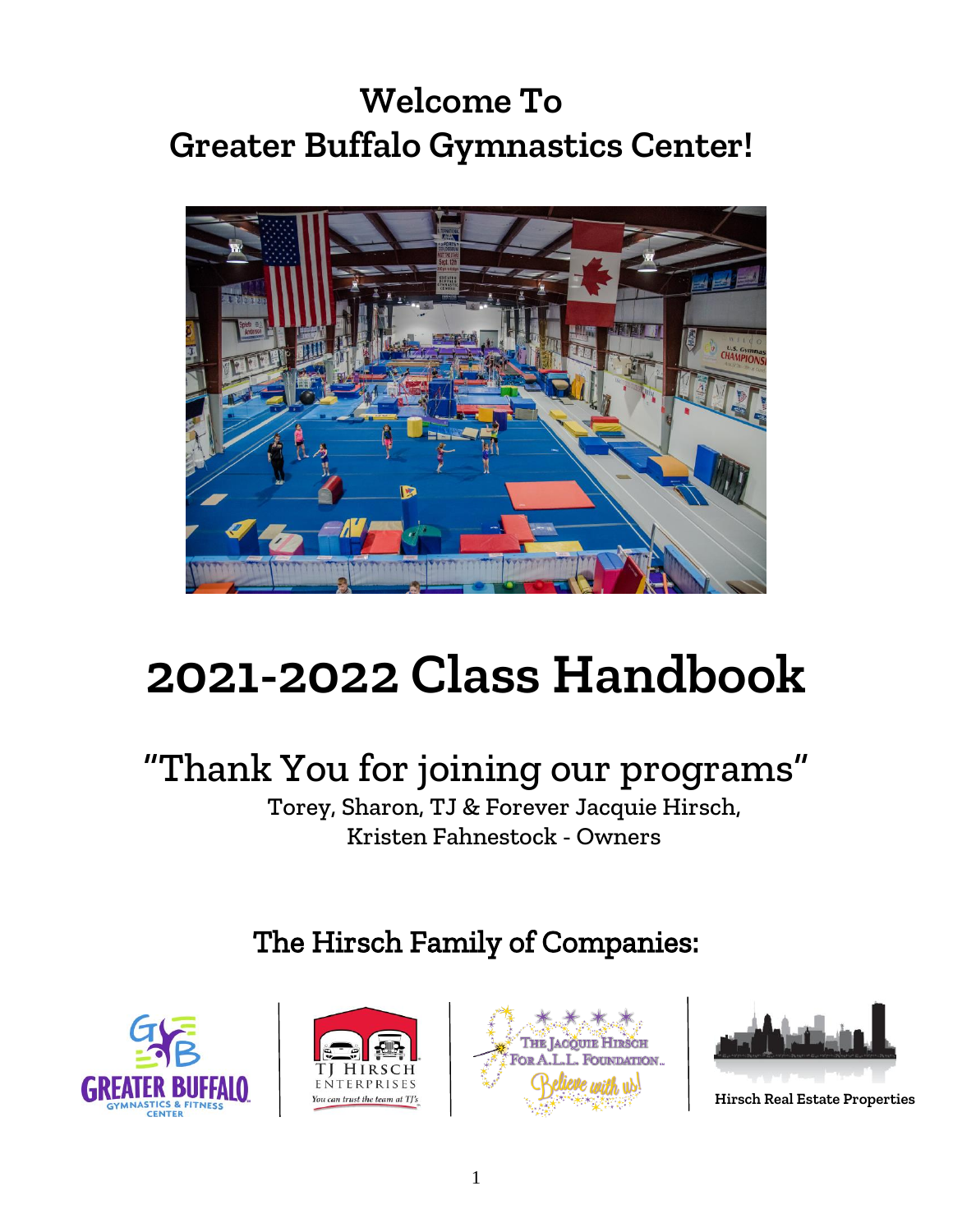# Welcome To
# Greater Buffalo Gymnastics Center!

# 2021-2022 Class Handbook

## "Thank You for joining our programs"

Torey, Sharon, TJ & Forever Jacquie Hirsch,
Kristen Fahnestock - Owners

## The Hirsch Family of Companies:

Hirsch Real Estate Properties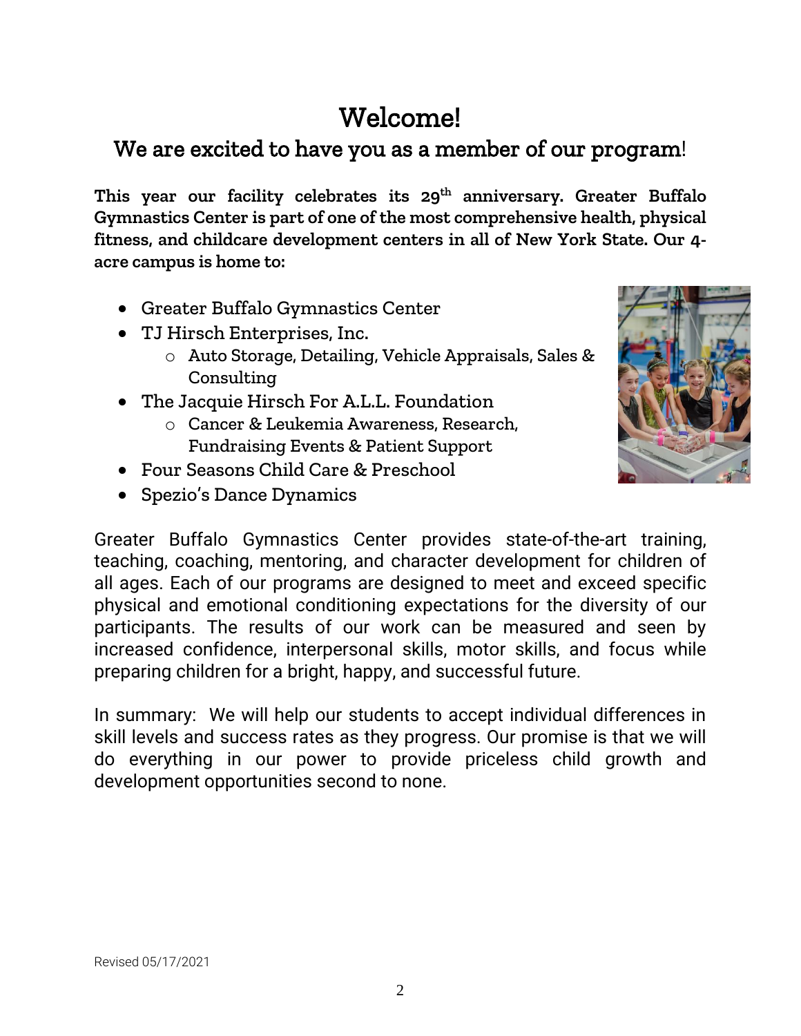# Welcome!

## We are excited to have you as a member of our program!

**This year our facility celebrates its 29th anniversary. Greater Buffalo Gymnastics Center is part of one of the most comprehensive health, physical fitness, and childcare development centers in all of New York State. Our 4-acre campus is home to:**

- Greater Buffalo Gymnastics Center
- TJ Hirsch Enterprises, Inc.
  - Auto Storage, Detailing, Vehicle Appraisals, Sales & Consulting
- The Jacquie Hirsch For A.L.L. Foundation
  - Cancer & Leukemia Awareness, Research, Fundraising Events & Patient Support
- Four Seasons Child Care & Preschool
- Spezio's Dance Dynamics

Greater Buffalo Gymnastics Center provides state-of-the-art training, teaching, coaching, mentoring, and character development for children of all ages. Each of our programs are designed to meet and exceed specific physical and emotional conditioning expectations for the diversity of our participants. The results of our work can be measured and seen by increased confidence, interpersonal skills, motor skills, and focus while preparing children for a bright, happy, and successful future.

In summary: We will help our students to accept individual differences in skill levels and success rates as they progress. Our promise is that we will do everything in our power to provide priceless child growth and development opportunities second to none.

Revised 05/17/2021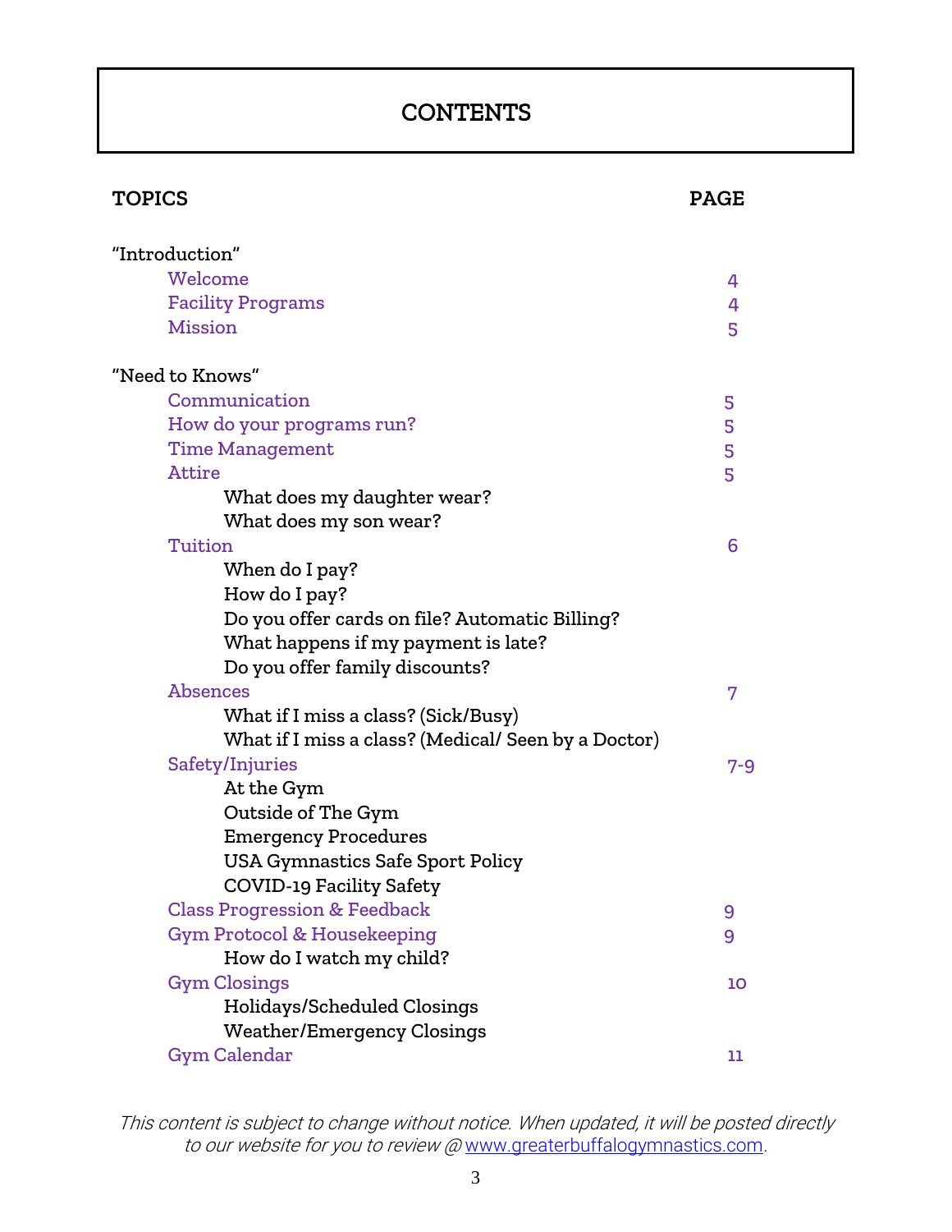# CONTENTS

| TOPICS | PAGE |
|---|---|
| "Introduction" | |
| Welcome | 4 |
| Facility Programs | 4 |
| Mission | 5 |
| "Need to Knows" | |
| Communication | 5 |
| How do your programs run? | 5 |
| Time Management | 5 |
| Attire | 5 |
| What does my daughter wear? | |
| What does my son wear? | |
| Tuition | 6 |
| When do I pay? | |
| How do I pay? | |
| Do you offer cards on file? Automatic Billing? | |
| What happens if my payment is late? | |
| Do you offer family discounts? | |
| Absences | 7 |
| What if I miss a class? (Sick/Busy) | |
| What if I miss a class? (Medical/ Seen by a Doctor) | |
| Safety/Injuries | 7-9 |
| At the Gym | |
| Outside of The Gym | |
| Emergency Procedures | |
| USA Gymnastics Safe Sport Policy | |
| COVID-19 Facility Safety | |
| Class Progression & Feedback | 9 |
| Gym Protocol & Housekeeping | 9 |
| How do I watch my child? | |
| Gym Closings | 10 |
| Holidays/Scheduled Closings | |
| Weather/Emergency Closings | |
| Gym Calendar | 11 |

*This content is subject to change without notice. When updated, it will be posted directly to our website for you to review @ www.greaterbuffalogymnastics.com.*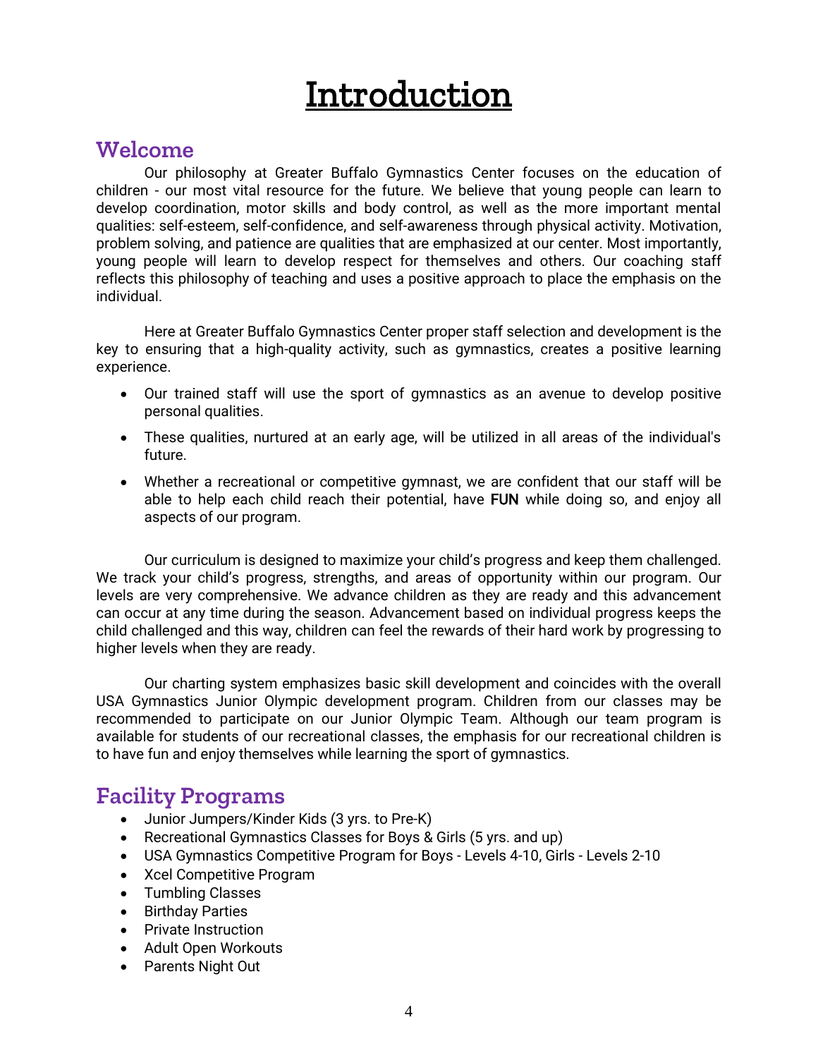# Introduction

## Welcome

Our philosophy at Greater Buffalo Gymnastics Center focuses on the education of children - our most vital resource for the future. We believe that young people can learn to develop coordination, motor skills and body control, as well as the more important mental qualities: self-esteem, self-confidence, and self-awareness through physical activity. Motivation, problem solving, and patience are qualities that are emphasized at our center. Most importantly, young people will learn to develop respect for themselves and others. Our coaching staff reflects this philosophy of teaching and uses a positive approach to place the emphasis on the individual.

Here at Greater Buffalo Gymnastics Center proper staff selection and development is the key to ensuring that a high-quality activity, such as gymnastics, creates a positive learning experience.

- Our trained staff will use the sport of gymnastics as an avenue to develop positive personal qualities.
- These qualities, nurtured at an early age, will be utilized in all areas of the individual's future.
- Whether a recreational or competitive gymnast, we are confident that our staff will be able to help each child reach their potential, have **FUN** while doing so, and enjoy all aspects of our program.

Our curriculum is designed to maximize your child's progress and keep them challenged. We track your child's progress, strengths, and areas of opportunity within our program. Our levels are very comprehensive. We advance children as they are ready and this advancement can occur at any time during the season. Advancement based on individual progress keeps the child challenged and this way, children can feel the rewards of their hard work by progressing to higher levels when they are ready.

Our charting system emphasizes basic skill development and coincides with the overall USA Gymnastics Junior Olympic development program. Children from our classes may be recommended to participate on our Junior Olympic Team. Although our team program is available for students of our recreational classes, the emphasis for our recreational children is to have fun and enjoy themselves while learning the sport of gymnastics.

## Facility Programs

- Junior Jumpers/Kinder Kids (3 yrs. to Pre-K)
- Recreational Gymnastics Classes for Boys & Girls (5 yrs. and up)
- USA Gymnastics Competitive Program for Boys - Levels 4-10, Girls - Levels 2-10
- Xcel Competitive Program
- Tumbling Classes
- Birthday Parties
- Private Instruction
- Adult Open Workouts
- Parents Night Out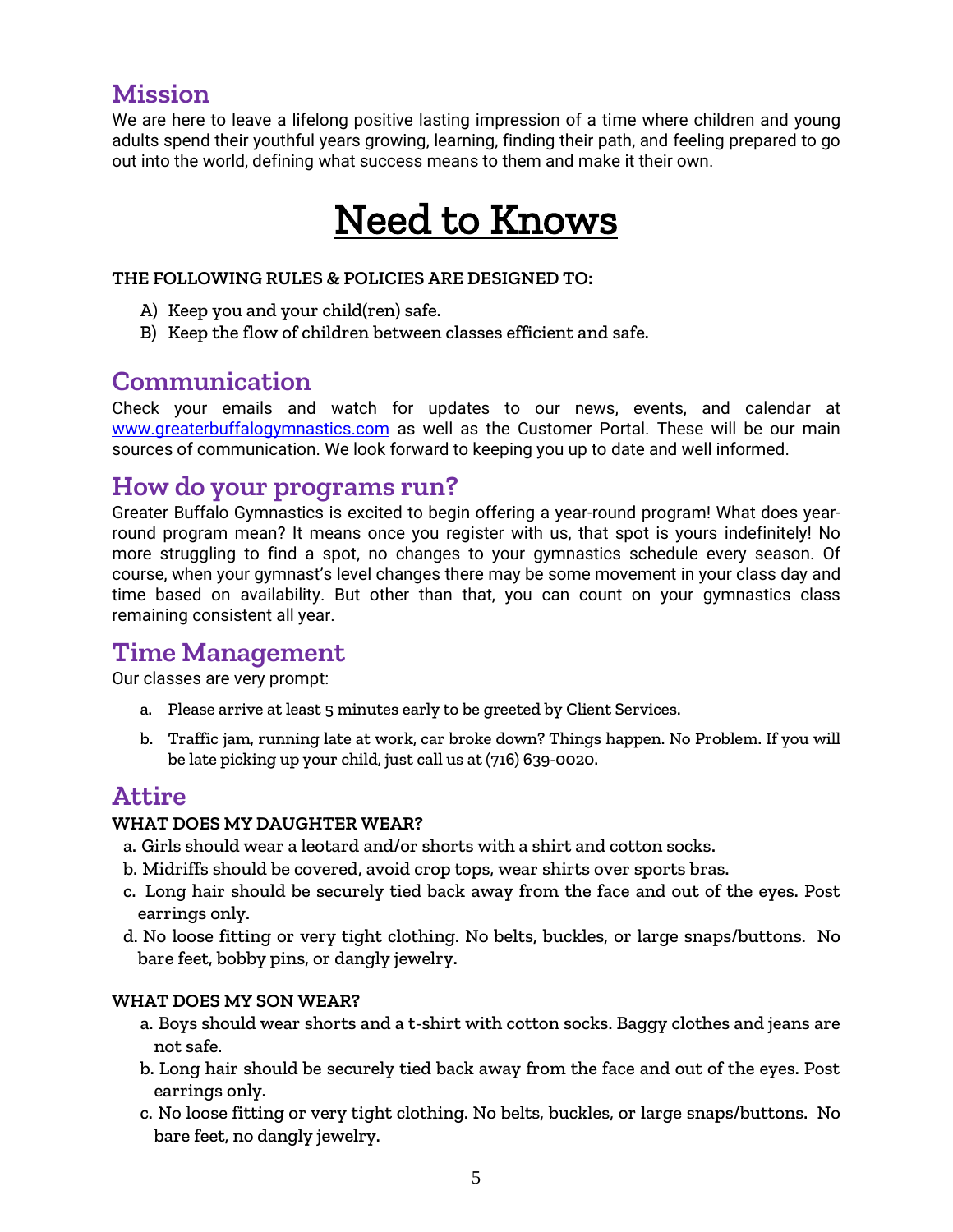## Mission

We are here to leave a lifelong positive lasting impression of a time where children and young adults spend their youthful years growing, learning, finding their path, and feeling prepared to go out into the world, defining what success means to them and make it their own.

# Need to Knows

**THE FOLLOWING RULES & POLICIES ARE DESIGNED TO:**

A) Keep you and your child(ren) safe.
B) Keep the flow of children between classes efficient and safe.

## Communication

Check your emails and watch for updates to our news, events, and calendar at www.greaterbuffalogymnastics.com as well as the Customer Portal. These will be our main sources of communication. We look forward to keeping you up to date and well informed.

## How do your programs run?

Greater Buffalo Gymnastics is excited to begin offering a year-round program! What does year-round program mean? It means once you register with us, that spot is yours indefinitely! No more struggling to find a spot, no changes to your gymnastics schedule every season. Of course, when your gymnast's level changes there may be some movement in your class day and time based on availability. But other than that, you can count on your gymnastics class remaining consistent all year.

## Time Management

Our classes are very prompt:

a. Please arrive at least 5 minutes early to be greeted by Client Services.
b. Traffic jam, running late at work, car broke down? Things happen. No Problem. If you will be late picking up your child, just call us at (716) 639-0020.

## Attire

**WHAT DOES MY DAUGHTER WEAR?**

a. Girls should wear a leotard and/or shorts with a shirt and cotton socks.
b. Midriffs should be covered, avoid crop tops, wear shirts over sports bras.
c. Long hair should be securely tied back away from the face and out of the eyes. Post earrings only.
d. No loose fitting or very tight clothing. No belts, buckles, or large snaps/buttons. No bare feet, bobby pins, or dangly jewelry.

**WHAT DOES MY SON WEAR?**

a. Boys should wear shorts and a t-shirt with cotton socks. Baggy clothes and jeans are not safe.
b. Long hair should be securely tied back away from the face and out of the eyes. Post earrings only.
c. No loose fitting or very tight clothing. No belts, buckles, or large snaps/buttons. No bare feet, no dangly jewelry.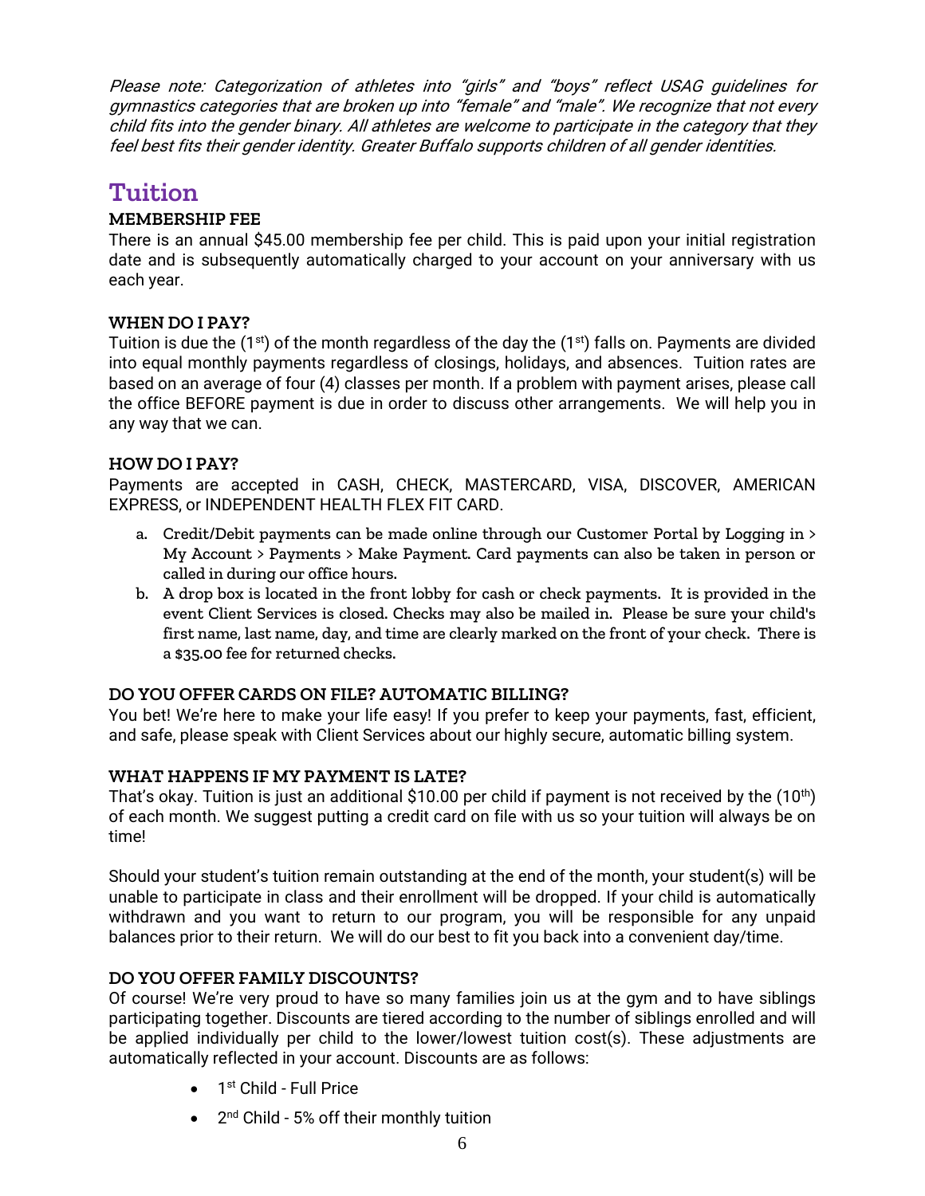*Please note: Categorization of athletes into "girls" and "boys" reflect USAG guidelines for gymnastics categories that are broken up into "female" and "male". We recognize that not every child fits into the gender binary. All athletes are welcome to participate in the category that they feel best fits their gender identity. Greater Buffalo supports children of all gender identities.*

# Tuition

### MEMBERSHIP FEE

There is an annual $45.00 membership fee per child. This is paid upon your initial registration date and is subsequently automatically charged to your account on your anniversary with us each year.

### WHEN DO I PAY?

Tuition is due the (1st) of the month regardless of the day the (1st) falls on. Payments are divided into equal monthly payments regardless of closings, holidays, and absences. Tuition rates are based on an average of four (4) classes per month. If a problem with payment arises, please call the office BEFORE payment is due in order to discuss other arrangements. We will help you in any way that we can.

### HOW DO I PAY?

Payments are accepted in CASH, CHECK, MASTERCARD, VISA, DISCOVER, AMERICAN EXPRESS, or INDEPENDENT HEALTH FLEX FIT CARD.

a. Credit/Debit payments can be made online through our Customer Portal by Logging in > My Account > Payments > Make Payment. Card payments can also be taken in person or called in during our office hours.
b. A drop box is located in the front lobby for cash or check payments. It is provided in the event Client Services is closed. Checks may also be mailed in. Please be sure your child's first name, last name, day, and time are clearly marked on the front of your check. There is a $35.00 fee for returned checks.

### DO YOU OFFER CARDS ON FILE? AUTOMATIC BILLING?

You bet! We're here to make your life easy! If you prefer to keep your payments, fast, efficient, and safe, please speak with Client Services about our highly secure, automatic billing system.

### WHAT HAPPENS IF MY PAYMENT IS LATE?

That's okay. Tuition is just an additional $10.00 per child if payment is not received by the (10th) of each month. We suggest putting a credit card on file with us so your tuition will always be on time!

Should your student's tuition remain outstanding at the end of the month, your student(s) will be unable to participate in class and their enrollment will be dropped. If your child is automatically withdrawn and you want to return to our program, you will be responsible for any unpaid balances prior to their return. We will do our best to fit you back into a convenient day/time.

### DO YOU OFFER FAMILY DISCOUNTS?

Of course! We're very proud to have so many families join us at the gym and to have siblings participating together. Discounts are tiered according to the number of siblings enrolled and will be applied individually per child to the lower/lowest tuition cost(s). These adjustments are automatically reflected in your account. Discounts are as follows:

- 1st Child - Full Price
- 2nd Child - 5% off their monthly tuition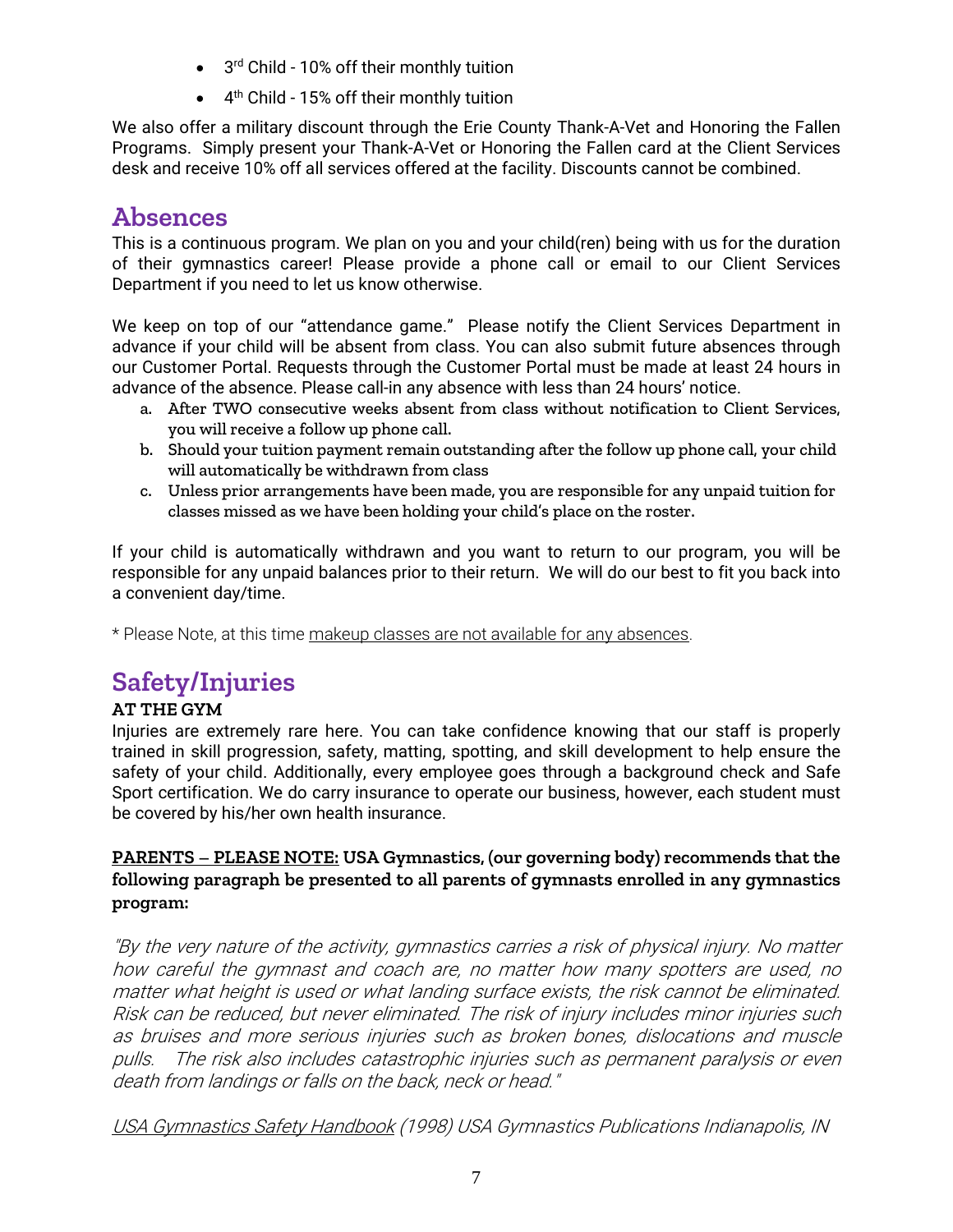- 3rd Child - 10% off their monthly tuition
- 4th Child - 15% off their monthly tuition

We also offer a military discount through the Erie County Thank-A-Vet and Honoring the Fallen Programs. Simply present your Thank-A-Vet or Honoring the Fallen card at the Client Services desk and receive 10% off all services offered at the facility. Discounts cannot be combined.

## Absences

This is a continuous program. We plan on you and your child(ren) being with us for the duration of their gymnastics career! Please provide a phone call or email to our Client Services Department if you need to let us know otherwise.

We keep on top of our "attendance game." Please notify the Client Services Department in advance if your child will be absent from class. You can also submit future absences through our Customer Portal. Requests through the Customer Portal must be made at least 24 hours in advance of the absence. Please call-in any absence with less than 24 hours' notice.

a. After TWO consecutive weeks absent from class without notification to Client Services, you will receive a follow up phone call.
b. Should your tuition payment remain outstanding after the follow up phone call, your child will automatically be withdrawn from class
c. Unless prior arrangements have been made, you are responsible for any unpaid tuition for classes missed as we have been holding your child's place on the roster.

If your child is automatically withdrawn and you want to return to our program, you will be responsible for any unpaid balances prior to their return. We will do our best to fit you back into a convenient day/time.

* Please Note, at this time makeup classes are not available for any absences.

## Safety/Injuries

**AT THE GYM**

Injuries are extremely rare here. You can take confidence knowing that our staff is properly trained in skill progression, safety, matting, spotting, and skill development to help ensure the safety of your child. Additionally, every employee goes through a background check and Safe Sport certification. We do carry insurance to operate our business, however, each student must be covered by his/her own health insurance.

**PARENTS – PLEASE NOTE: USA Gymnastics, (our governing body) recommends that the following paragraph be presented to all parents of gymnasts enrolled in any gymnastics program:**

*"By the very nature of the activity, gymnastics carries a risk of physical injury. No matter how careful the gymnast and coach are, no matter how many spotters are used, no matter what height is used or what landing surface exists, the risk cannot be eliminated. Risk can be reduced, but never eliminated. The risk of injury includes minor injuries such as bruises and more serious injuries such as broken bones, dislocations and muscle pulls. The risk also includes catastrophic injuries such as permanent paralysis or even death from landings or falls on the back, neck or head."*

*USA Gymnastics Safety Handbook (1998) USA Gymnastics Publications Indianapolis, IN*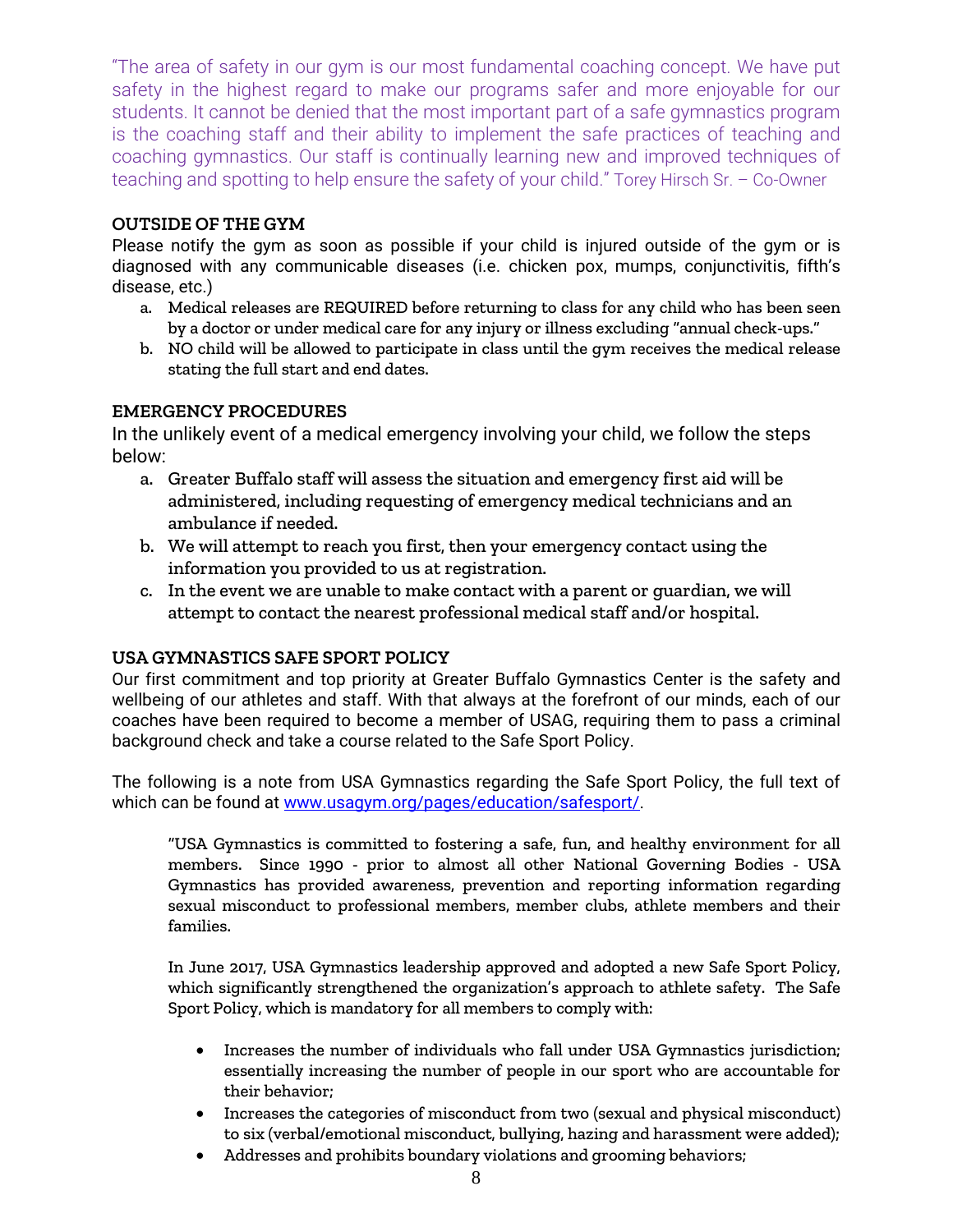"The area of safety in our gym is our most fundamental coaching concept. We have put safety in the highest regard to make our programs safer and more enjoyable for our students. It cannot be denied that the most important part of a safe gymnastics program is the coaching staff and their ability to implement the safe practices of teaching and coaching gymnastics. Our staff is continually learning new and improved techniques of teaching and spotting to help ensure the safety of your child." Torey Hirsch Sr. – Co-Owner

### OUTSIDE OF THE GYM

Please notify the gym as soon as possible if your child is injured outside of the gym or is diagnosed with any communicable diseases (i.e. chicken pox, mumps, conjunctivitis, fifth's disease, etc.)

a. Medical releases are REQUIRED before returning to class for any child who has been seen by a doctor or under medical care for any injury or illness excluding "annual check-ups."
b. NO child will be allowed to participate in class until the gym receives the medical release stating the full start and end dates.

### EMERGENCY PROCEDURES

In the unlikely event of a medical emergency involving your child, we follow the steps below:

a. Greater Buffalo staff will assess the situation and emergency first aid will be administered, including requesting of emergency medical technicians and an ambulance if needed.
b. We will attempt to reach you first, then your emergency contact using the information you provided to us at registration.
c. In the event we are unable to make contact with a parent or guardian, we will attempt to contact the nearest professional medical staff and/or hospital.

### USA GYMNASTICS SAFE SPORT POLICY

Our first commitment and top priority at Greater Buffalo Gymnastics Center is the safety and wellbeing of our athletes and staff. With that always at the forefront of our minds, each of our coaches have been required to become a member of USAG, requiring them to pass a criminal background check and take a course related to the Safe Sport Policy.

The following is a note from USA Gymnastics regarding the Safe Sport Policy, the full text of which can be found at www.usagym.org/pages/education/safesport/.

> "USA Gymnastics is committed to fostering a safe, fun, and healthy environment for all members. Since 1990 - prior to almost all other National Governing Bodies - USA Gymnastics has provided awareness, prevention and reporting information regarding sexual misconduct to professional members, member clubs, athlete members and their families.
>
> In June 2017, USA Gymnastics leadership approved and adopted a new Safe Sport Policy, which significantly strengthened the organization's approach to athlete safety. The Safe Sport Policy, which is mandatory for all members to comply with:
>
> - Increases the number of individuals who fall under USA Gymnastics jurisdiction; essentially increasing the number of people in our sport who are accountable for their behavior;
> - Increases the categories of misconduct from two (sexual and physical misconduct) to six (verbal/emotional misconduct, bullying, hazing and harassment were added);
> - Addresses and prohibits boundary violations and grooming behaviors;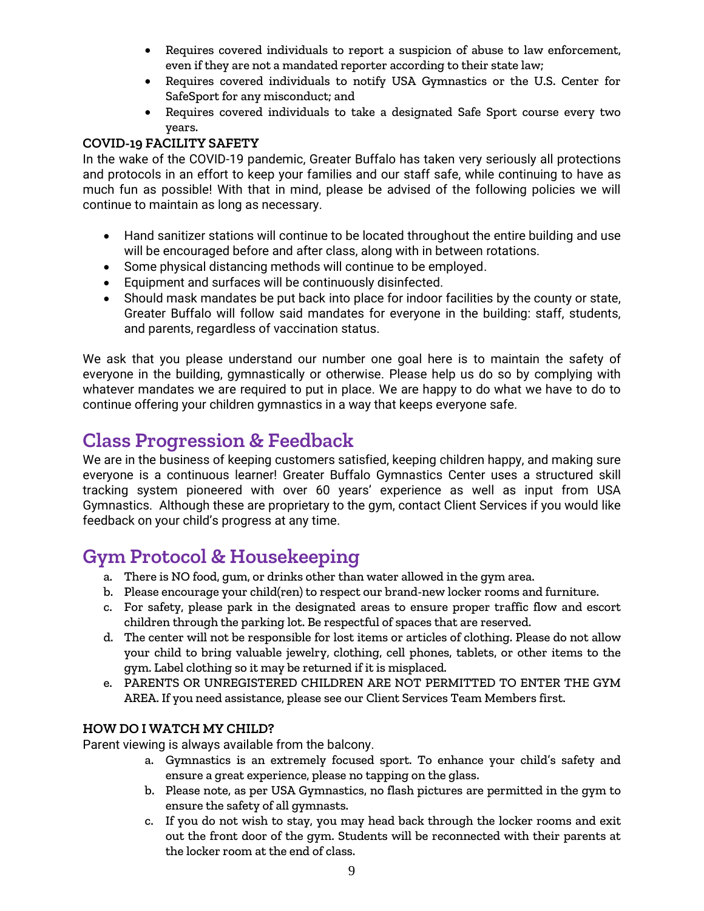- Requires covered individuals to report a suspicion of abuse to law enforcement, even if they are not a mandated reporter according to their state law;
- Requires covered individuals to notify USA Gymnastics or the U.S. Center for SafeSport for any misconduct; and
- Requires covered individuals to take a designated Safe Sport course every two years.

**COVID-19 FACILITY SAFETY**

In the wake of the COVID-19 pandemic, Greater Buffalo has taken very seriously all protections and protocols in an effort to keep your families and our staff safe, while continuing to have as much fun as possible! With that in mind, please be advised of the following policies we will continue to maintain as long as necessary.

- Hand sanitizer stations will continue to be located throughout the entire building and use will be encouraged before and after class, along with in between rotations.
- Some physical distancing methods will continue to be employed.
- Equipment and surfaces will be continuously disinfected.
- Should mask mandates be put back into place for indoor facilities by the county or state, Greater Buffalo will follow said mandates for everyone in the building: staff, students, and parents, regardless of vaccination status.

We ask that you please understand our number one goal here is to maintain the safety of everyone in the building, gymnastically or otherwise. Please help us do so by complying with whatever mandates we are required to put in place. We are happy to do what we have to do to continue offering your children gymnastics in a way that keeps everyone safe.

## Class Progression & Feedback

We are in the business of keeping customers satisfied, keeping children happy, and making sure everyone is a continuous learner! Greater Buffalo Gymnastics Center uses a structured skill tracking system pioneered with over 60 years' experience as well as input from USA Gymnastics. Although these are proprietary to the gym, contact Client Services if you would like feedback on your child's progress at any time.

## Gym Protocol & Housekeeping

a. There is NO food, gum, or drinks other than water allowed in the gym area.
b. Please encourage your child(ren) to respect our brand-new locker rooms and furniture.
c. For safety, please park in the designated areas to ensure proper traffic flow and escort children through the parking lot. Be respectful of spaces that are reserved.
d. The center will not be responsible for lost items or articles of clothing. Please do not allow your child to bring valuable jewelry, clothing, cell phones, tablets, or other items to the gym. Label clothing so it may be returned if it is misplaced.
e. PARENTS OR UNREGISTERED CHILDREN ARE NOT PERMITTED TO ENTER THE GYM AREA. If you need assistance, please see our Client Services Team Members first.

**HOW DO I WATCH MY CHILD?**

Parent viewing is always available from the balcony.

a. Gymnastics is an extremely focused sport. To enhance your child's safety and ensure a great experience, please no tapping on the glass.
b. Please note, as per USA Gymnastics, no flash pictures are permitted in the gym to ensure the safety of all gymnasts.
c. If you do not wish to stay, you may head back through the locker rooms and exit out the front door of the gym. Students will be reconnected with their parents at the locker room at the end of class.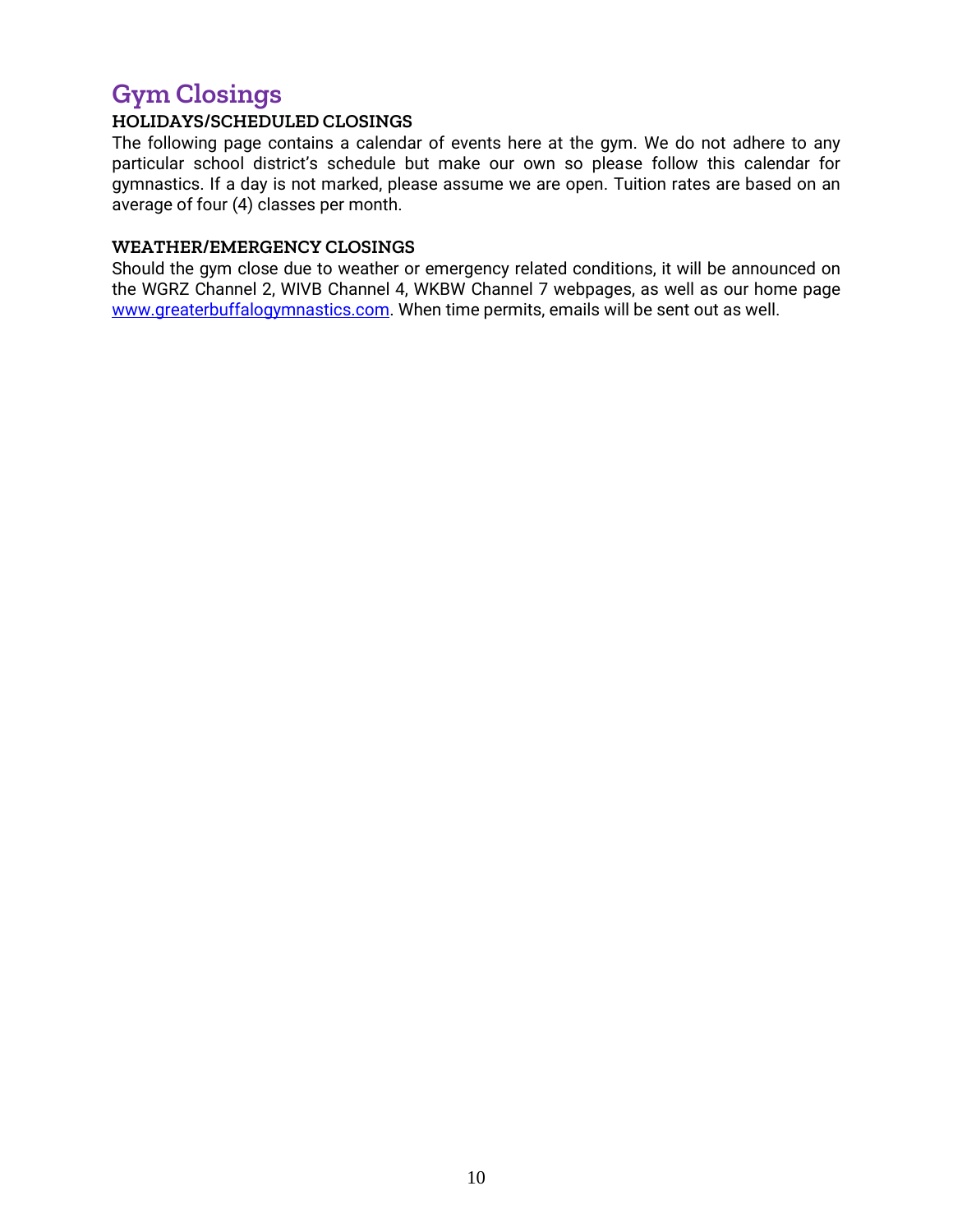# Gym Closings

### HOLIDAYS/SCHEDULED CLOSINGS

The following page contains a calendar of events here at the gym. We do not adhere to any particular school district's schedule but make our own so please follow this calendar for gymnastics. If a day is not marked, please assume we are open. Tuition rates are based on an average of four (4) classes per month.

### WEATHER/EMERGENCY CLOSINGS

Should the gym close due to weather or emergency related conditions, it will be announced on the WGRZ Channel 2, WIVB Channel 4, WKBW Channel 7 webpages, as well as our home page [www.greaterbuffalogymnastics.com](http://www.greaterbuffalogymnastics.com). When time permits, emails will be sent out as well.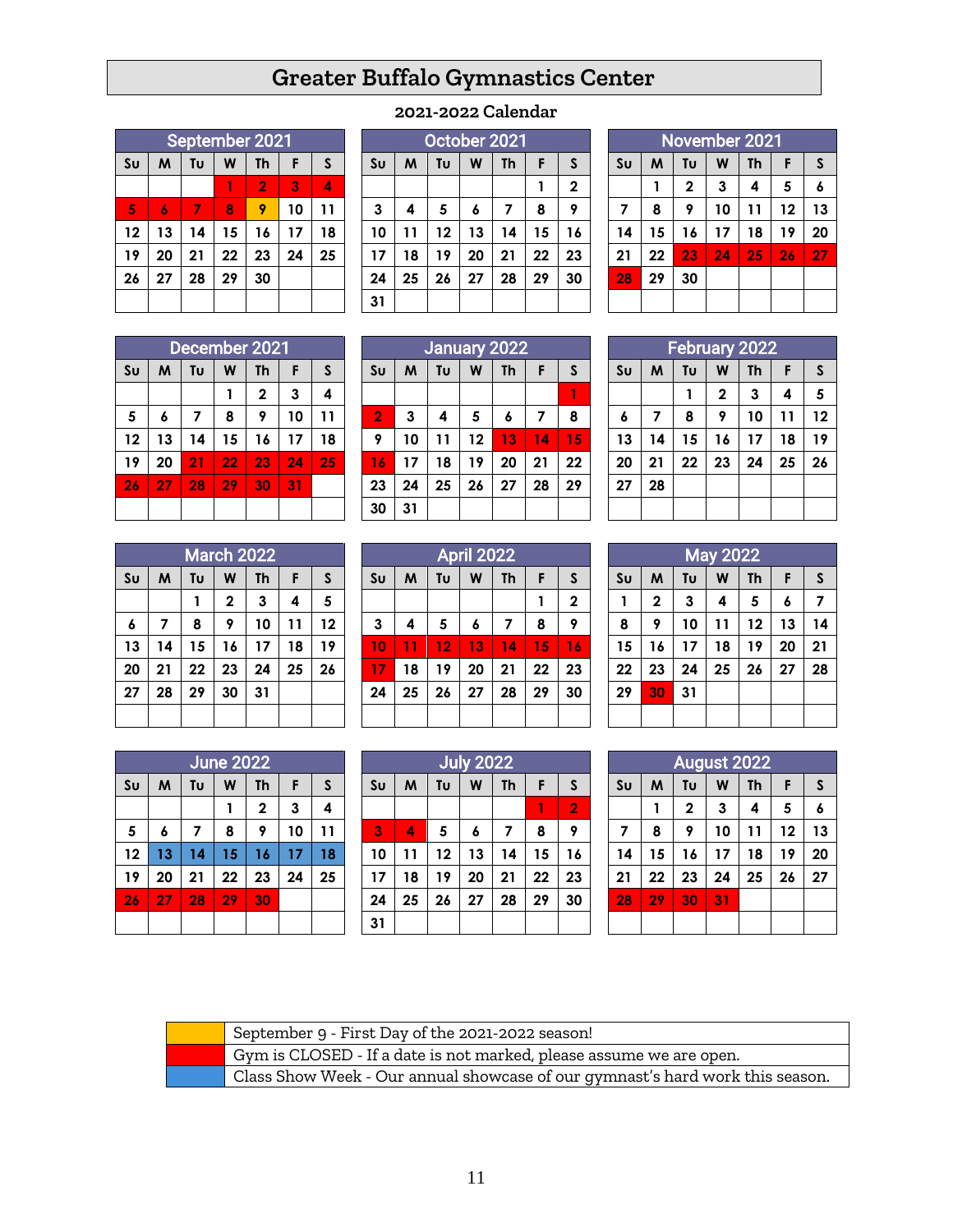# Greater Buffalo Gymnastics Center

**2021-2022 Calendar**

**September 2021**

| Su | M | Tu | W | Th | F | S |
|---|---|---|---|---|---|---|
| | | | 1 | 2 | 3 | 4 |
| 5 | 6 | 7 | 8 | 9 | 10 | 11 |
| 12 | 13 | 14 | 15 | 16 | 17 | 18 |
| 19 | 20 | 21 | 22 | 23 | 24 | 25 |
| 26 | 27 | 28 | 29 | 30 | | |

**October 2021**

| Su | M | Tu | W | Th | F | S |
|---|---|---|---|---|---|---|
| | | | | | 1 | 2 |
| 3 | 4 | 5 | 6 | 7 | 8 | 9 |
| 10 | 11 | 12 | 13 | 14 | 15 | 16 |
| 17 | 18 | 19 | 20 | 21 | 22 | 23 |
| 24 | 25 | 26 | 27 | 28 | 29 | 30 |
| 31 | | | | | | |

**November 2021**

| Su | M | Tu | W | Th | F | S |
|---|---|---|---|---|---|---|
| | 1 | 2 | 3 | 4 | 5 | 6 |
| 7 | 8 | 9 | 10 | 11 | 12 | 13 |
| 14 | 15 | 16 | 17 | 18 | 19 | 20 |
| 21 | 22 | 23 | 24 | 25 | 26 | 27 |
| 28 | 29 | 30 | | | | |

**December 2021**

| Su | M | Tu | W | Th | F | S |
|---|---|---|---|---|---|---|
| | | | 1 | 2 | 3 | 4 |
| 5 | 6 | 7 | 8 | 9 | 10 | 11 |
| 12 | 13 | 14 | 15 | 16 | 17 | 18 |
| 19 | 20 | 21 | 22 | 23 | 24 | 25 |
| 26 | 27 | 28 | 29 | 30 | 31 | |

**January 2022**

| Su | M | Tu | W | Th | F | S |
|---|---|---|---|---|---|---|
| | | | | | | 1 |
| 2 | 3 | 4 | 5 | 6 | 7 | 8 |
| 9 | 10 | 11 | 12 | 13 | 14 | 15 |
| 16 | 17 | 18 | 19 | 20 | 21 | 22 |
| 23 | 24 | 25 | 26 | 27 | 28 | 29 |
| 30 | 31 | | | | | |

**February 2022**

| Su | M | Tu | W | Th | F | S |
|---|---|---|---|---|---|---|
| | | 1 | 2 | 3 | 4 | 5 |
| 6 | 7 | 8 | 9 | 10 | 11 | 12 |
| 13 | 14 | 15 | 16 | 17 | 18 | 19 |
| 20 | 21 | 22 | 23 | 24 | 25 | 26 |
| 27 | 28 | | | | | |

**March 2022**

| Su | M | Tu | W | Th | F | S |
|---|---|---|---|---|---|---|
| | | 1 | 2 | 3 | 4 | 5 |
| 6 | 7 | 8 | 9 | 10 | 11 | 12 |
| 13 | 14 | 15 | 16 | 17 | 18 | 19 |
| 20 | 21 | 22 | 23 | 24 | 25 | 26 |
| 27 | 28 | 29 | 30 | 31 | | |

**April 2022**

| Su | M | Tu | W | Th | F | S |
|---|---|---|---|---|---|---|
| | | | | | 1 | 2 |
| 3 | 4 | 5 | 6 | 7 | 8 | 9 |
| 10 | 11 | 12 | 13 | 14 | 15 | 16 |
| 17 | 18 | 19 | 20 | 21 | 22 | 23 |
| 24 | 25 | 26 | 27 | 28 | 29 | 30 |

**May 2022**

| Su | M | Tu | W | Th | F | S |
|---|---|---|---|---|---|---|
| 1 | 2 | 3 | 4 | 5 | 6 | 7 |
| 8 | 9 | 10 | 11 | 12 | 13 | 14 |
| 15 | 16 | 17 | 18 | 19 | 20 | 21 |
| 22 | 23 | 24 | 25 | 26 | 27 | 28 |
| 29 | 30 | 31 | | | | |

**June 2022**

| Su | M | Tu | W | Th | F | S |
|---|---|---|---|---|---|---|
| | | | 1 | 2 | 3 | 4 |
| 5 | 6 | 7 | 8 | 9 | 10 | 11 |
| 12 | 13 | 14 | 15 | 16 | 17 | 18 |
| 19 | 20 | 21 | 22 | 23 | 24 | 25 |
| 26 | 27 | 28 | 29 | 30 | | |

**July 2022**

| Su | M | Tu | W | Th | F | S |
|---|---|---|---|---|---|---|
| | | | | | 1 | 2 |
| 3 | 4 | 5 | 6 | 7 | 8 | 9 |
| 10 | 11 | 12 | 13 | 14 | 15 | 16 |
| 17 | 18 | 19 | 20 | 21 | 22 | 23 |
| 24 | 25 | 26 | 27 | 28 | 29 | 30 |
| 31 | | | | | | |

**August 2022**

| Su | M | Tu | W | Th | F | S |
|---|---|---|---|---|---|---|
| | 1 | 2 | 3 | 4 | 5 | 6 |
| 7 | 8 | 9 | 10 | 11 | 12 | 13 |
| 14 | 15 | 16 | 17 | 18 | 19 | 20 |
| 21 | 22 | 23 | 24 | 25 | 26 | 27 |
| 28 | 29 | 30 | 31 | | | |

| Color | Meaning |
|---|---|
| Yellow | September 9 - First Day of the 2021-2022 season! |
| Red | Gym is CLOSED - If a date is not marked, please assume we are open. |
| Blue | Class Show Week - Our annual showcase of our gymnast's hard work this season. |

- **First Day (yellow):** September 9
- **Gym CLOSED (red):** September 1–8; November 23–28; December 21–31; January 1–2, 13–16; April 10–17; May 30; June 26–30; July 1–4; August 28–31
- **Class Show Week (blue):** June 13–18